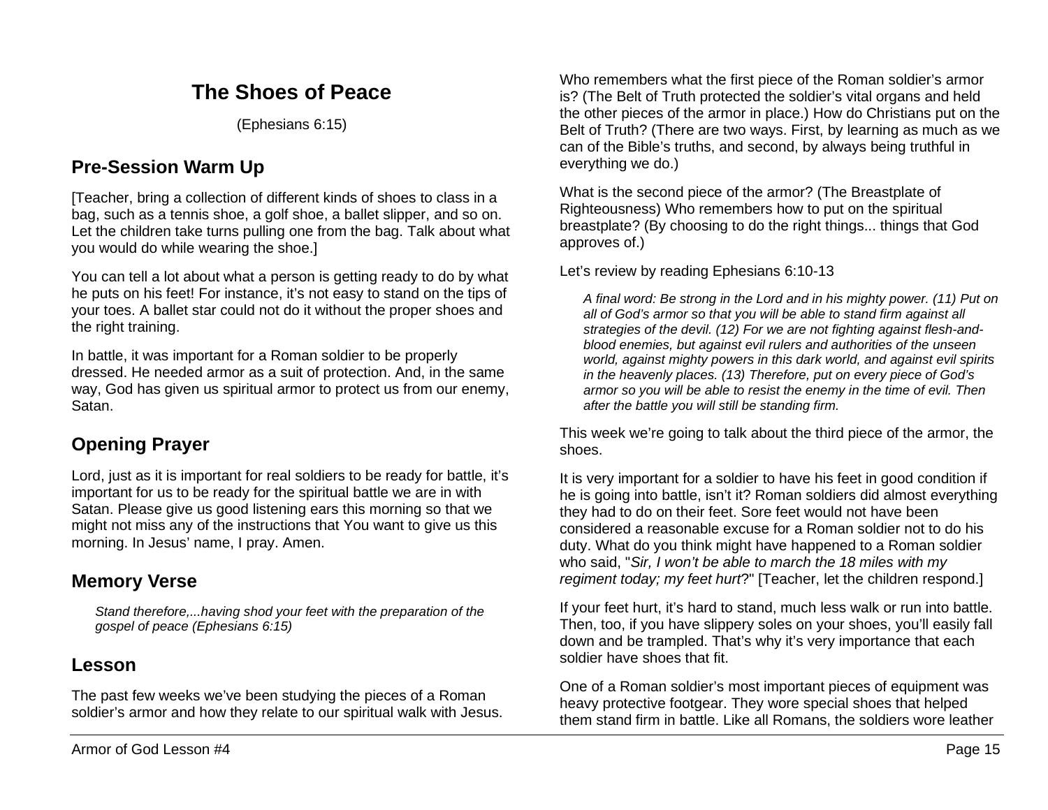# The Shoes of Peace

(Ephesians 6:15)

## Pre-Session Warm Up

[Teacher, bring a collection of different kinds of shoes to class in a bag, such as a tennis shoe, a golf shoe, a ballet slipper, and so on. Let the children take turns pulling one from the bag. Talk about what you would do while wearing the shoe.]

You can tell a lot about what a person is getting ready to do by what he puts on his feet! For instance, it's not easy to stand on the tips of your toes. A ballet star could not do it without the proper shoes and the right training.

In battle, it was important for a Roman soldier to be properly dressed. He needed armor as a suit of protection. And, in the same way, God has given us spiritual armor to protect us from our enemy, Satan.

## Opening Prayer

Lord, just as it is important for real soldiers to be ready for battle, it's important for us to be ready for the spiritual battle we are in with Satan. Please give us good listening ears this morning so that we might not miss any of the instructions that You want to give us this morning. In Jesus' name, I pray. Amen.

## Memory Verse

> *Stand therefore,...having shod your feet with the preparation of the gospel of peace (Ephesians 6:15)*

## Lesson

The past few weeks we've been studying the pieces of a Roman soldier's armor and how they relate to our spiritual walk with Jesus.

Who remembers what the first piece of the Roman soldier's armor is? (The Belt of Truth protected the soldier's vital organs and held the other pieces of the armor in place.) How do Christians put on the Belt of Truth? (There are two ways. First, by learning as much as we can of the Bible's truths, and second, by always being truthful in everything we do.)

What is the second piece of the armor? (The Breastplate of Righteousness) Who remembers how to put on the spiritual breastplate? (By choosing to do the right things... things that God approves of.)

Let's review by reading Ephesians 6:10-13

> *A final word: Be strong in the Lord and in his mighty power. (11) Put on all of God's armor so that you will be able to stand firm against all strategies of the devil. (12) For we are not fighting against flesh-and-blood enemies, but against evil rulers and authorities of the unseen world, against mighty powers in this dark world, and against evil spirits in the heavenly places. (13) Therefore, put on every piece of God's armor so you will be able to resist the enemy in the time of evil. Then after the battle you will still be standing firm.*

This week we're going to talk about the third piece of the armor, the shoes.

It is very important for a soldier to have his feet in good condition if he is going into battle, isn't it? Roman soldiers did almost everything they had to do on their feet. Sore feet would not have been considered a reasonable excuse for a Roman soldier not to do his duty. What do you think might have happened to a Roman soldier who said, "*Sir, I won't be able to march the 18 miles with my regiment today; my feet hurt*?" [Teacher, let the children respond.]

If your feet hurt, it's hard to stand, much less walk or run into battle. Then, too, if you have slippery soles on your shoes, you'll easily fall down and be trampled. That's why it's very importance that each soldier have shoes that fit.

One of a Roman soldier's most important pieces of equipment was heavy protective footgear. They wore special shoes that helped them stand firm in battle. Like all Romans, the soldiers wore leather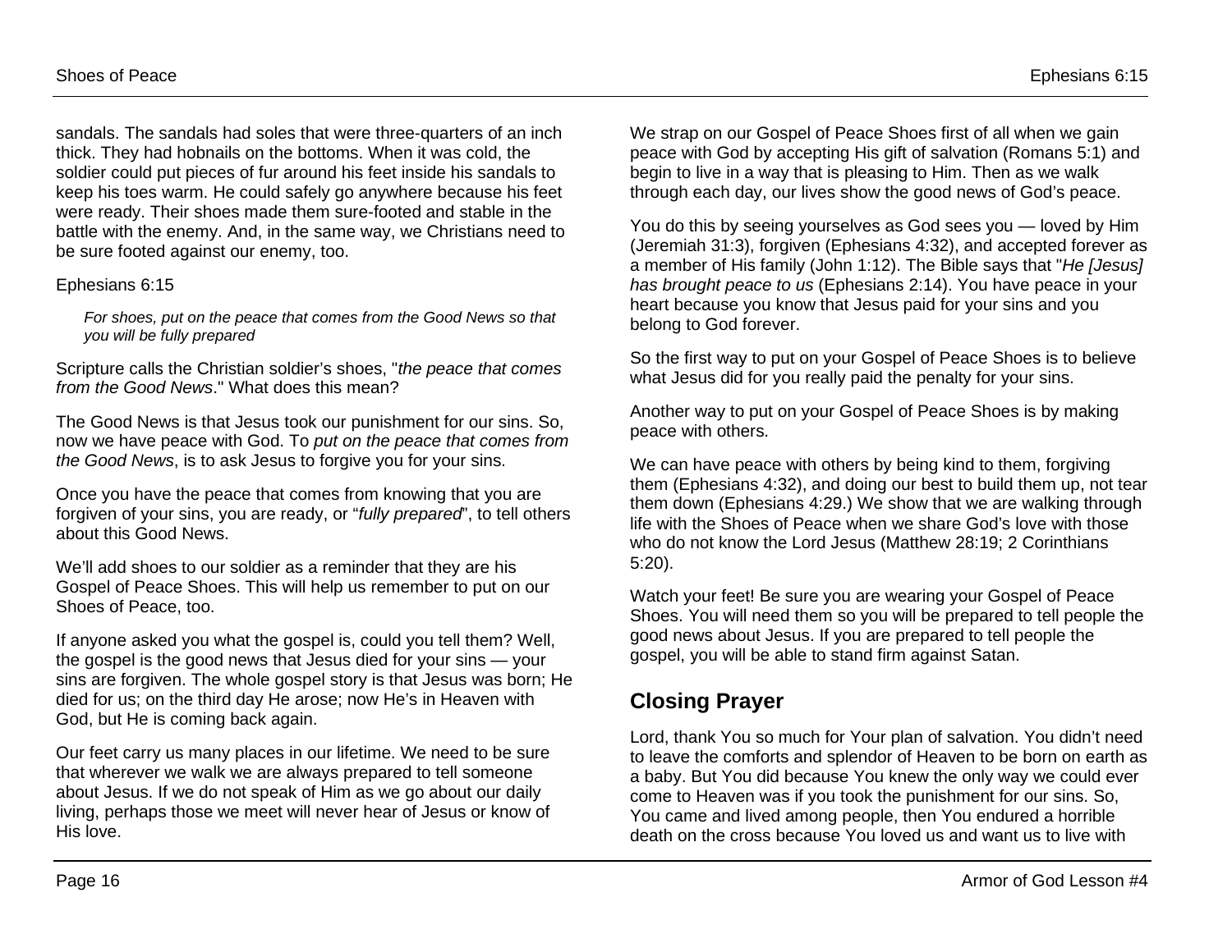sandals. The sandals had soles that were three-quarters of an inch thick. They had hobnails on the bottoms. When it was cold, the soldier could put pieces of fur around his feet inside his sandals to keep his toes warm. He could safely go anywhere because his feet were ready. Their shoes made them sure-footed and stable in the battle with the enemy. And, in the same way, we Christians need to be sure footed against our enemy, too.

Ephesians 6:15

> *For shoes, put on the peace that comes from the Good News so that you will be fully prepared*

Scripture calls the Christian soldier's shoes, "*the peace that comes from the Good News*." What does this mean?

The Good News is that Jesus took our punishment for our sins. So, now we have peace with God. To *put on the peace that comes from the Good News*, is to ask Jesus to forgive you for your sins.

Once you have the peace that comes from knowing that you are forgiven of your sins, you are ready, or "*fully prepared*", to tell others about this Good News.

We'll add shoes to our soldier as a reminder that they are his Gospel of Peace Shoes. This will help us remember to put on our Shoes of Peace, too.

If anyone asked you what the gospel is, could you tell them? Well, the gospel is the good news that Jesus died for your sins — your sins are forgiven. The whole gospel story is that Jesus was born; He died for us; on the third day He arose; now He's in Heaven with God, but He is coming back again.

Our feet carry us many places in our lifetime. We need to be sure that wherever we walk we are always prepared to tell someone about Jesus. If we do not speak of Him as we go about our daily living, perhaps those we meet will never hear of Jesus or know of His love.

We strap on our Gospel of Peace Shoes first of all when we gain peace with God by accepting His gift of salvation (Romans 5:1) and begin to live in a way that is pleasing to Him. Then as we walk through each day, our lives show the good news of God's peace.

You do this by seeing yourselves as God sees you — loved by Him (Jeremiah 31:3), forgiven (Ephesians 4:32), and accepted forever as a member of His family (John 1:12). The Bible says that "*He [Jesus] has brought peace to us* (Ephesians 2:14). You have peace in your heart because you know that Jesus paid for your sins and you belong to God forever.

So the first way to put on your Gospel of Peace Shoes is to believe what Jesus did for you really paid the penalty for your sins.

Another way to put on your Gospel of Peace Shoes is by making peace with others.

We can have peace with others by being kind to them, forgiving them (Ephesians 4:32), and doing our best to build them up, not tear them down (Ephesians 4:29.) We show that we are walking through life with the Shoes of Peace when we share God's love with those who do not know the Lord Jesus (Matthew 28:19; 2 Corinthians 5:20).

Watch your feet! Be sure you are wearing your Gospel of Peace Shoes. You will need them so you will be prepared to tell people the good news about Jesus. If you are prepared to tell people the gospel, you will be able to stand firm against Satan.

## Closing Prayer

Lord, thank You so much for Your plan of salvation. You didn't need to leave the comforts and splendor of Heaven to be born on earth as a baby. But You did because You knew the only way we could ever come to Heaven was if you took the punishment for our sins. So, You came and lived among people, then You endured a horrible death on the cross because You loved us and want us to live with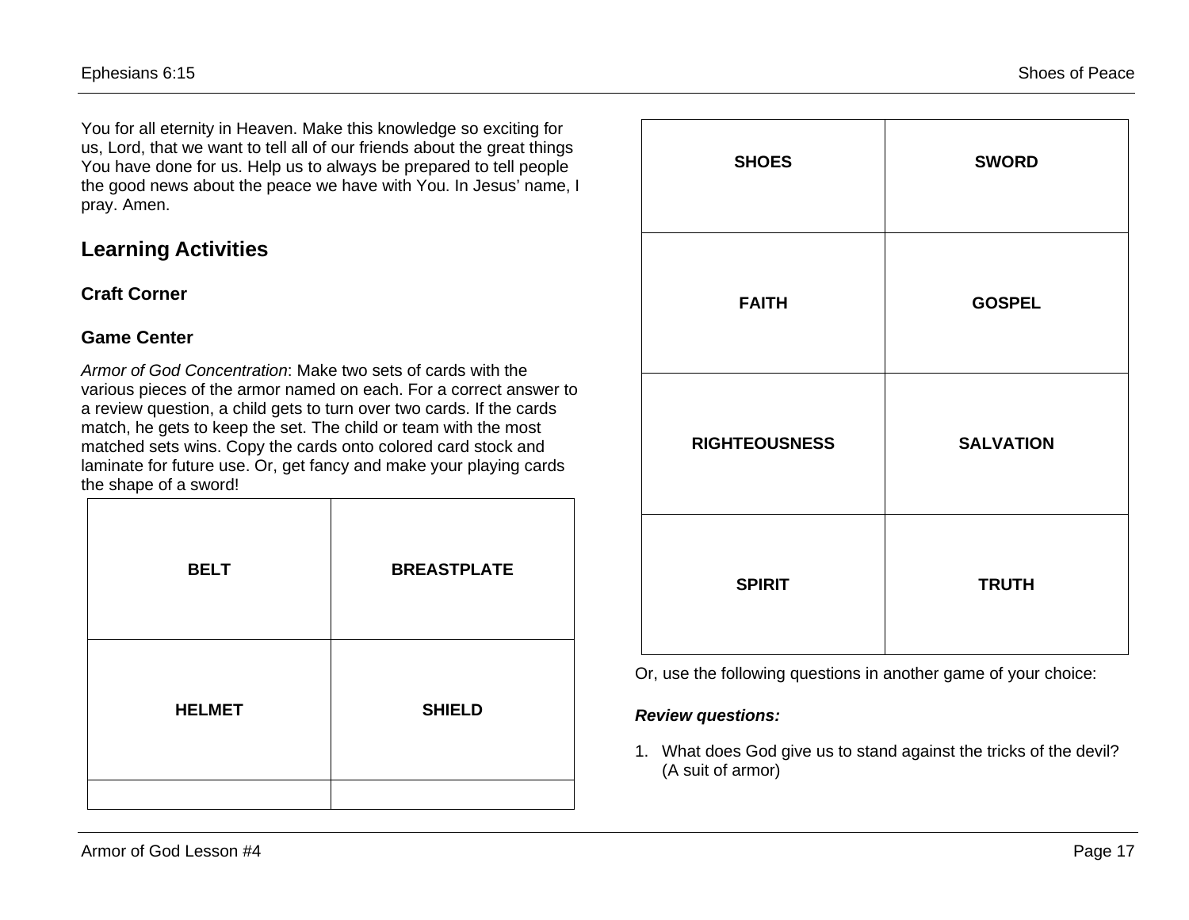You for all eternity in Heaven. Make this knowledge so exciting for us, Lord, that we want to tell all of our friends about the great things You have done for us. Help us to always be prepared to tell people the good news about the peace we have with You. In Jesus' name, I pray. Amen.

## Learning Activities

### Craft Corner

### Game Center

*Armor of God Concentration*: Make two sets of cards with the various pieces of the armor named on each. For a correct answer to a review question, a child gets to turn over two cards. If the cards match, he gets to keep the set. The child or team with the most matched sets wins. Copy the cards onto colored card stock and laminate for future use. Or, get fancy and make your playing cards the shape of a sword!

| | |
|---|---|
| **BELT** | **BREASTPLATE** |
| **HELMET** | **SHIELD** |
| **SHOES** | **SWORD** |
| **FAITH** | **GOSPEL** |
| **RIGHTEOUSNESS** | **SALVATION** |
| **SPIRIT** | **TRUTH** |

Or, use the following questions in another game of your choice:

***Review questions:***

1. What does God give us to stand against the tricks of the devil? (A suit of armor)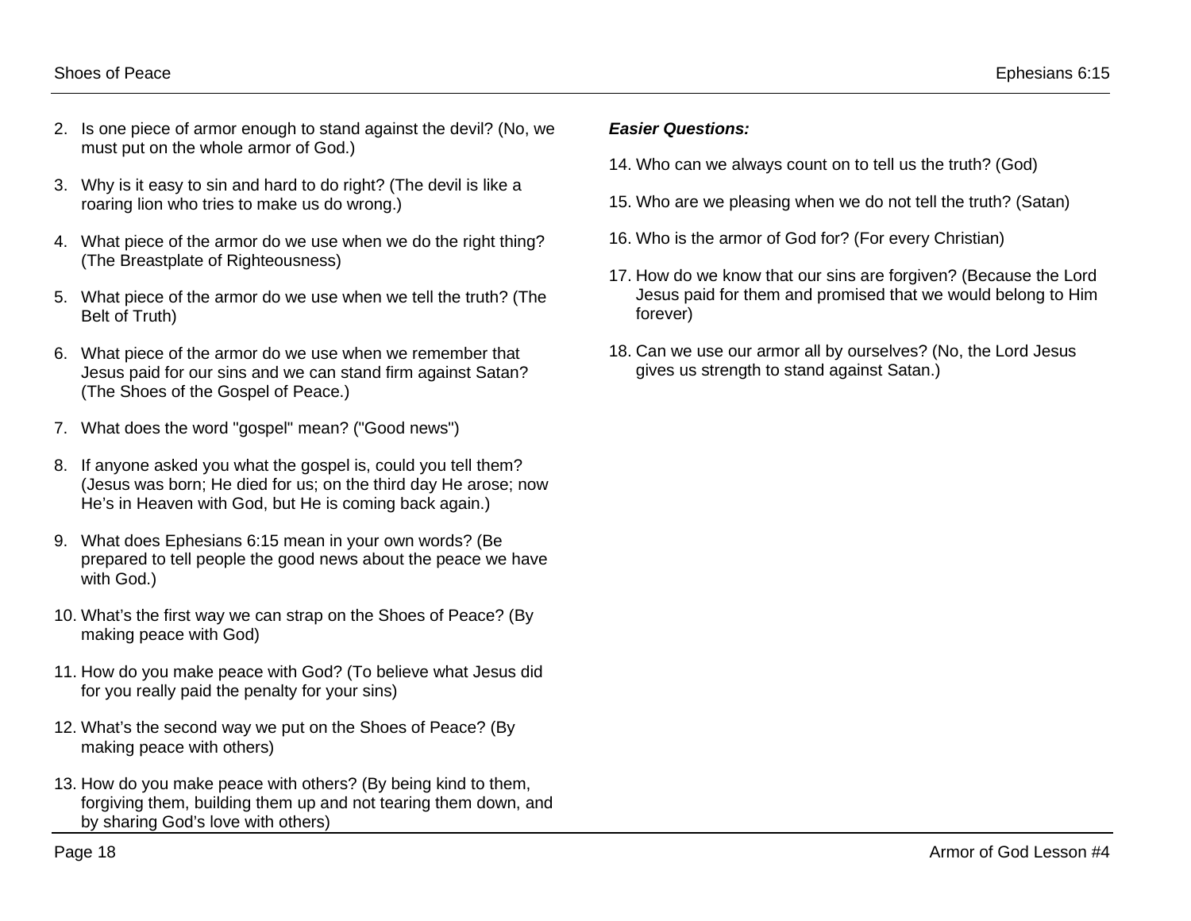2. Is one piece of armor enough to stand against the devil? (No, we must put on the whole armor of God.)

3. Why is it easy to sin and hard to do right? (The devil is like a roaring lion who tries to make us do wrong.)

4. What piece of the armor do we use when we do the right thing? (The Breastplate of Righteousness)

5. What piece of the armor do we use when we tell the truth? (The Belt of Truth)

6. What piece of the armor do we use when we remember that Jesus paid for our sins and we can stand firm against Satan? (The Shoes of the Gospel of Peace.)

7. What does the word "gospel" mean? ("Good news")

8. If anyone asked you what the gospel is, could you tell them? (Jesus was born; He died for us; on the third day He arose; now He's in Heaven with God, but He is coming back again.)

9. What does Ephesians 6:15 mean in your own words? (Be prepared to tell people the good news about the peace we have with God.)

10. What's the first way we can strap on the Shoes of Peace? (By making peace with God)

11. How do you make peace with God? (To believe what Jesus did for you really paid the penalty for your sins)

12. What's the second way we put on the Shoes of Peace? (By making peace with others)

13. How do you make peace with others? (By being kind to them, forgiving them, building them up and not tearing them down, and by sharing God's love with others)

***Easier Questions:***

14. Who can we always count on to tell us the truth? (God)

15. Who are we pleasing when we do not tell the truth? (Satan)

16. Who is the armor of God for? (For every Christian)

17. How do we know that our sins are forgiven? (Because the Lord Jesus paid for them and promised that we would belong to Him forever)

18. Can we use our armor all by ourselves? (No, the Lord Jesus gives us strength to stand against Satan.)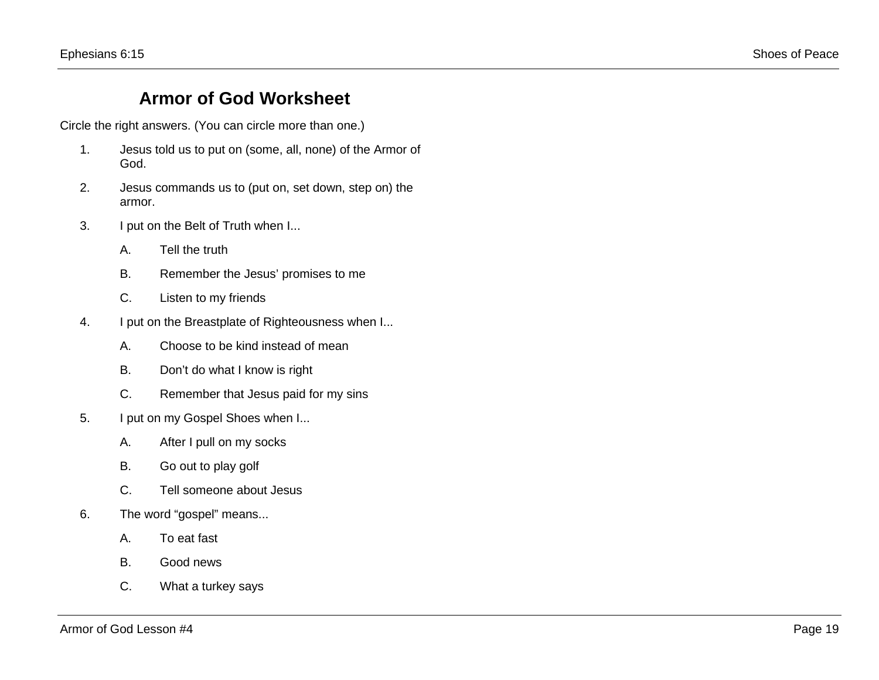# Armor of God Worksheet

Circle the right answers. (You can circle more than one.)

1. Jesus told us to put on (some, all, none) of the Armor of God.
2. Jesus commands us to (put on, set down, step on) the armor.
3. I put on the Belt of Truth when I...
   - A. Tell the truth
   - B. Remember the Jesus' promises to me
   - C. Listen to my friends
4. I put on the Breastplate of Righteousness when I...
   - A. Choose to be kind instead of mean
   - B. Don't do what I know is right
   - C. Remember that Jesus paid for my sins
5. I put on my Gospel Shoes when I...
   - A. After I pull on my socks
   - B. Go out to play golf
   - C. Tell someone about Jesus
6. The word "gospel" means...
   - A. To eat fast
   - B. Good news
   - C. What a turkey says